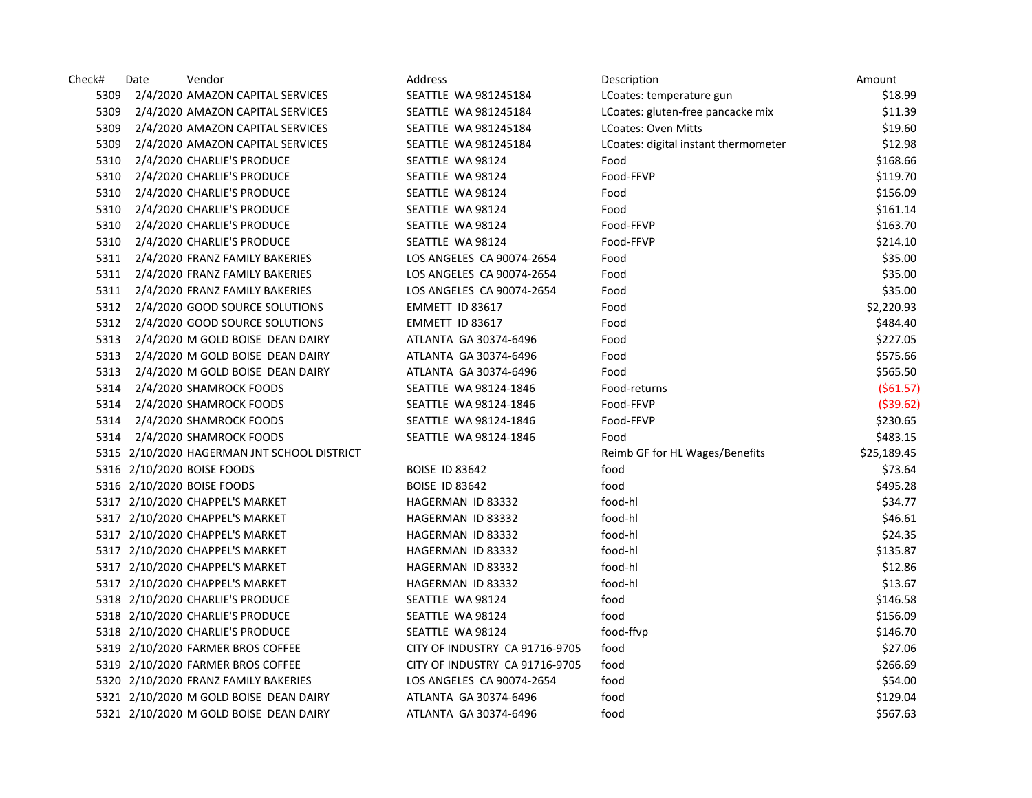| Check# | Date | Vendor | Address | Description | Amount |
|---|---|---|---|---|---|
| 5309 | 2/4/2020 | AMAZON CAPITAL SERVICES | SEATTLE WA 981245184 | LCoates: temperature gun | $18.99 |
| 5309 | 2/4/2020 | AMAZON CAPITAL SERVICES | SEATTLE WA 981245184 | LCoates: gluten-free pancacke mix | $11.39 |
| 5309 | 2/4/2020 | AMAZON CAPITAL SERVICES | SEATTLE WA 981245184 | LCoates: Oven Mitts | $19.60 |
| 5309 | 2/4/2020 | AMAZON CAPITAL SERVICES | SEATTLE WA 981245184 | LCoates: digital instant thermometer | $12.98 |
| 5310 | 2/4/2020 | CHARLIE'S PRODUCE | SEATTLE WA 98124 | Food | $168.66 |
| 5310 | 2/4/2020 | CHARLIE'S PRODUCE | SEATTLE WA 98124 | Food-FFVP | $119.70 |
| 5310 | 2/4/2020 | CHARLIE'S PRODUCE | SEATTLE WA 98124 | Food | $156.09 |
| 5310 | 2/4/2020 | CHARLIE'S PRODUCE | SEATTLE WA 98124 | Food | $161.14 |
| 5310 | 2/4/2020 | CHARLIE'S PRODUCE | SEATTLE WA 98124 | Food-FFVP | $163.70 |
| 5310 | 2/4/2020 | CHARLIE'S PRODUCE | SEATTLE WA 98124 | Food-FFVP | $214.10 |
| 5311 | 2/4/2020 | FRANZ FAMILY BAKERIES | LOS ANGELES CA 90074-2654 | Food | $35.00 |
| 5311 | 2/4/2020 | FRANZ FAMILY BAKERIES | LOS ANGELES CA 90074-2654 | Food | $35.00 |
| 5311 | 2/4/2020 | FRANZ FAMILY BAKERIES | LOS ANGELES CA 90074-2654 | Food | $35.00 |
| 5312 | 2/4/2020 | GOOD SOURCE SOLUTIONS | EMMETT ID 83617 | Food | $2,220.93 |
| 5312 | 2/4/2020 | GOOD SOURCE SOLUTIONS | EMMETT ID 83617 | Food | $484.40 |
| 5313 | 2/4/2020 | M GOLD BOISE DEAN DAIRY | ATLANTA GA 30374-6496 | Food | $227.05 |
| 5313 | 2/4/2020 | M GOLD BOISE DEAN DAIRY | ATLANTA GA 30374-6496 | Food | $575.66 |
| 5313 | 2/4/2020 | M GOLD BOISE DEAN DAIRY | ATLANTA GA 30374-6496 | Food | $565.50 |
| 5314 | 2/4/2020 | SHAMROCK FOODS | SEATTLE WA 98124-1846 | Food-returns | ($61.57) |
| 5314 | 2/4/2020 | SHAMROCK FOODS | SEATTLE WA 98124-1846 | Food-FFVP | ($39.62) |
| 5314 | 2/4/2020 | SHAMROCK FOODS | SEATTLE WA 98124-1846 | Food-FFVP | $230.65 |
| 5314 | 2/4/2020 | SHAMROCK FOODS | SEATTLE WA 98124-1846 | Food | $483.15 |
| 5315 | 2/10/2020 | HAGERMAN JNT SCHOOL DISTRICT | | Reimb GF for HL Wages/Benefits | $25,189.45 |
| 5316 | 2/10/2020 | BOISE FOODS | BOISE ID 83642 | food | $73.64 |
| 5316 | 2/10/2020 | BOISE FOODS | BOISE ID 83642 | food | $495.28 |
| 5317 | 2/10/2020 | CHAPPEL'S MARKET | HAGERMAN ID 83332 | food-hl | $34.77 |
| 5317 | 2/10/2020 | CHAPPEL'S MARKET | HAGERMAN ID 83332 | food-hl | $46.61 |
| 5317 | 2/10/2020 | CHAPPEL'S MARKET | HAGERMAN ID 83332 | food-hl | $24.35 |
| 5317 | 2/10/2020 | CHAPPEL'S MARKET | HAGERMAN ID 83332 | food-hl | $135.87 |
| 5317 | 2/10/2020 | CHAPPEL'S MARKET | HAGERMAN ID 83332 | food-hl | $12.86 |
| 5317 | 2/10/2020 | CHAPPEL'S MARKET | HAGERMAN ID 83332 | food-hl | $13.67 |
| 5318 | 2/10/2020 | CHARLIE'S PRODUCE | SEATTLE WA 98124 | food | $146.58 |
| 5318 | 2/10/2020 | CHARLIE'S PRODUCE | SEATTLE WA 98124 | food | $156.09 |
| 5318 | 2/10/2020 | CHARLIE'S PRODUCE | SEATTLE WA 98124 | food-ffvp | $146.70 |
| 5319 | 2/10/2020 | FARMER BROS COFFEE | CITY OF INDUSTRY CA 91716-9705 | food | $27.06 |
| 5319 | 2/10/2020 | FARMER BROS COFFEE | CITY OF INDUSTRY CA 91716-9705 | food | $266.69 |
| 5320 | 2/10/2020 | FRANZ FAMILY BAKERIES | LOS ANGELES CA 90074-2654 | food | $54.00 |
| 5321 | 2/10/2020 | M GOLD BOISE DEAN DAIRY | ATLANTA GA 30374-6496 | food | $129.04 |
| 5321 | 2/10/2020 | M GOLD BOISE DEAN DAIRY | ATLANTA GA 30374-6496 | food | $567.63 |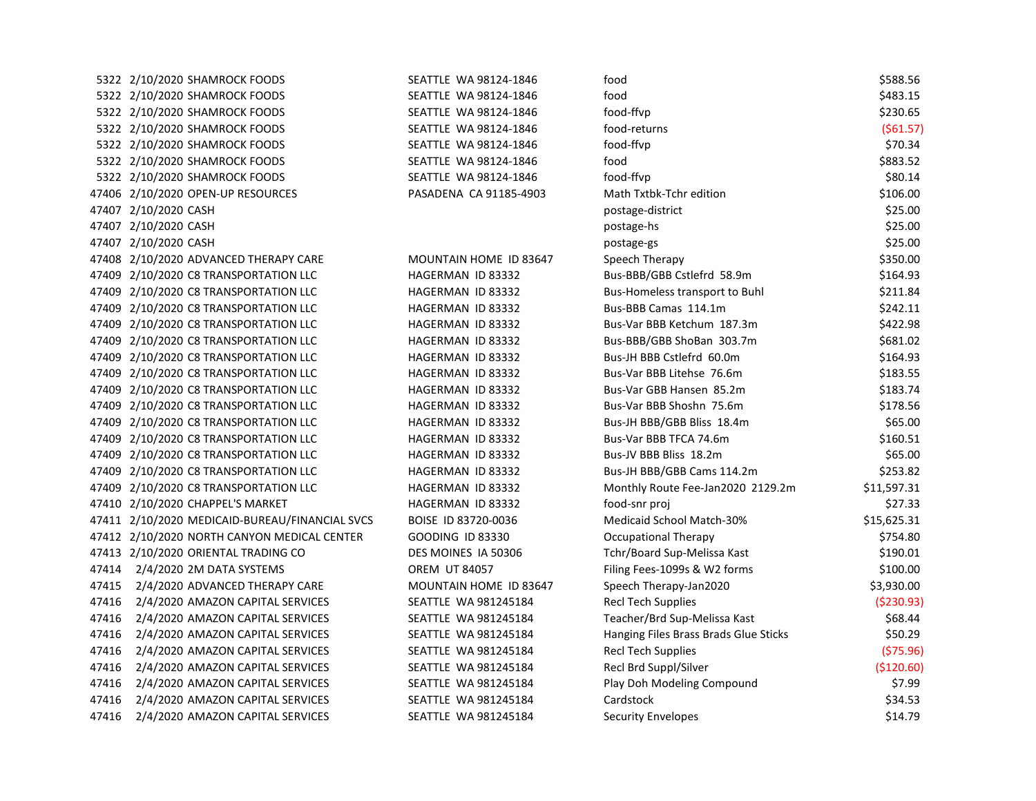| | | | | | |
|---|---|---|---|---|---|
| 5322 | 2/10/2020 | SHAMROCK FOODS | SEATTLE WA 98124-1846 | food | $588.56 |
| 5322 | 2/10/2020 | SHAMROCK FOODS | SEATTLE WA 98124-1846 | food | $483.15 |
| 5322 | 2/10/2020 | SHAMROCK FOODS | SEATTLE WA 98124-1846 | food-ffvp | $230.65 |
| 5322 | 2/10/2020 | SHAMROCK FOODS | SEATTLE WA 98124-1846 | food-returns | ($61.57) |
| 5322 | 2/10/2020 | SHAMROCK FOODS | SEATTLE WA 98124-1846 | food-ffvp | $70.34 |
| 5322 | 2/10/2020 | SHAMROCK FOODS | SEATTLE WA 98124-1846 | food | $883.52 |
| 5322 | 2/10/2020 | SHAMROCK FOODS | SEATTLE WA 98124-1846 | food-ffvp | $80.14 |
| 47406 | 2/10/2020 | OPEN-UP RESOURCES | PASADENA CA 91185-4903 | Math Txtbk-Tchr edition | $106.00 |
| 47407 | 2/10/2020 | CASH | | postage-district | $25.00 |
| 47407 | 2/10/2020 | CASH | | postage-hs | $25.00 |
| 47407 | 2/10/2020 | CASH | | postage-gs | $25.00 |
| 47408 | 2/10/2020 | ADVANCED THERAPY CARE | MOUNTAIN HOME ID 83647 | Speech Therapy | $350.00 |
| 47409 | 2/10/2020 | C8 TRANSPORTATION LLC | HAGERMAN ID 83332 | Bus-BBB/GBB Cstlefrd 58.9m | $164.93 |
| 47409 | 2/10/2020 | C8 TRANSPORTATION LLC | HAGERMAN ID 83332 | Bus-Homeless transport to Buhl | $211.84 |
| 47409 | 2/10/2020 | C8 TRANSPORTATION LLC | HAGERMAN ID 83332 | Bus-BBB Camas 114.1m | $242.11 |
| 47409 | 2/10/2020 | C8 TRANSPORTATION LLC | HAGERMAN ID 83332 | Bus-Var BBB Ketchum 187.3m | $422.98 |
| 47409 | 2/10/2020 | C8 TRANSPORTATION LLC | HAGERMAN ID 83332 | Bus-BBB/GBB ShoBan 303.7m | $681.02 |
| 47409 | 2/10/2020 | C8 TRANSPORTATION LLC | HAGERMAN ID 83332 | Bus-JH BBB Cstlefrd 60.0m | $164.93 |
| 47409 | 2/10/2020 | C8 TRANSPORTATION LLC | HAGERMAN ID 83332 | Bus-Var BBB Litehse 76.6m | $183.55 |
| 47409 | 2/10/2020 | C8 TRANSPORTATION LLC | HAGERMAN ID 83332 | Bus-Var GBB Hansen 85.2m | $183.74 |
| 47409 | 2/10/2020 | C8 TRANSPORTATION LLC | HAGERMAN ID 83332 | Bus-Var BBB Shoshn 75.6m | $178.56 |
| 47409 | 2/10/2020 | C8 TRANSPORTATION LLC | HAGERMAN ID 83332 | Bus-JH BBB/GBB Bliss 18.4m | $65.00 |
| 47409 | 2/10/2020 | C8 TRANSPORTATION LLC | HAGERMAN ID 83332 | Bus-Var BBB TFCA 74.6m | $160.51 |
| 47409 | 2/10/2020 | C8 TRANSPORTATION LLC | HAGERMAN ID 83332 | Bus-JV BBB Bliss 18.2m | $65.00 |
| 47409 | 2/10/2020 | C8 TRANSPORTATION LLC | HAGERMAN ID 83332 | Bus-JH BBB/GBB Cams 114.2m | $253.82 |
| 47409 | 2/10/2020 | C8 TRANSPORTATION LLC | HAGERMAN ID 83332 | Monthly Route Fee-Jan2020 2129.2m | $11,597.31 |
| 47410 | 2/10/2020 | CHAPPEL'S MARKET | HAGERMAN ID 83332 | food-snr proj | $27.33 |
| 47411 | 2/10/2020 | MEDICAID-BUREAU/FINANCIAL SVCS | BOISE ID 83720-0036 | Medicaid School Match-30% | $15,625.31 |
| 47412 | 2/10/2020 | NORTH CANYON MEDICAL CENTER | GOODING ID 83330 | Occupational Therapy | $754.80 |
| 47413 | 2/10/2020 | ORIENTAL TRADING CO | DES MOINES IA 50306 | Tchr/Board Sup-Melissa Kast | $190.01 |
| 47414 | 2/4/2020 | 2M DATA SYSTEMS | OREM UT 84057 | Filing Fees-1099s & W2 forms | $100.00 |
| 47415 | 2/4/2020 | ADVANCED THERAPY CARE | MOUNTAIN HOME ID 83647 | Speech Therapy-Jan2020 | $3,930.00 |
| 47416 | 2/4/2020 | AMAZON CAPITAL SERVICES | SEATTLE WA 981245184 | Recl Tech Supplies | ($230.93) |
| 47416 | 2/4/2020 | AMAZON CAPITAL SERVICES | SEATTLE WA 981245184 | Teacher/Brd Sup-Melissa Kast | $68.44 |
| 47416 | 2/4/2020 | AMAZON CAPITAL SERVICES | SEATTLE WA 981245184 | Hanging Files Brass Brads Glue Sticks | $50.29 |
| 47416 | 2/4/2020 | AMAZON CAPITAL SERVICES | SEATTLE WA 981245184 | Recl Tech Supplies | ($75.96) |
| 47416 | 2/4/2020 | AMAZON CAPITAL SERVICES | SEATTLE WA 981245184 | Recl Brd Suppl/Silver | ($120.60) |
| 47416 | 2/4/2020 | AMAZON CAPITAL SERVICES | SEATTLE WA 981245184 | Play Doh Modeling Compound | $7.99 |
| 47416 | 2/4/2020 | AMAZON CAPITAL SERVICES | SEATTLE WA 981245184 | Cardstock | $34.53 |
| 47416 | 2/4/2020 | AMAZON CAPITAL SERVICES | SEATTLE WA 981245184 | Security Envelopes | $14.79 |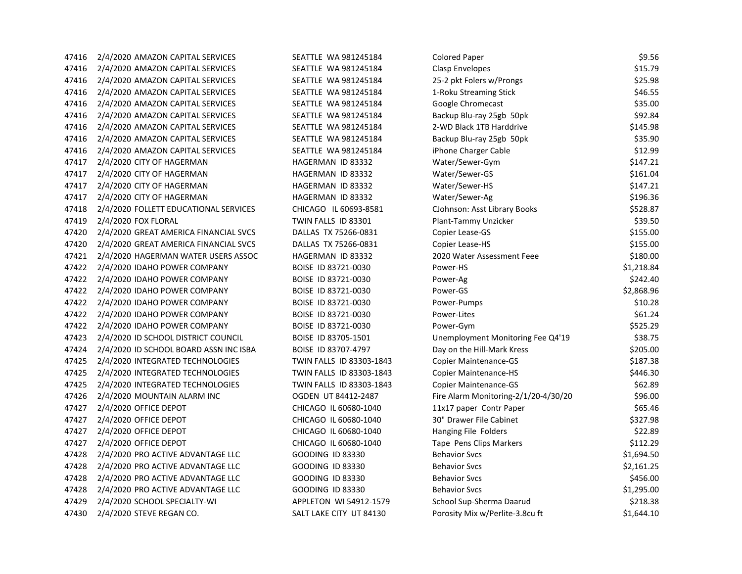| | | | | | |
|---|---|---|---|---|---|
| 47416 | 2/4/2020 | AMAZON CAPITAL SERVICES | SEATTLE WA 981245184 | Colored Paper | $9.56 |
| 47416 | 2/4/2020 | AMAZON CAPITAL SERVICES | SEATTLE WA 981245184 | Clasp Envelopes | $15.79 |
| 47416 | 2/4/2020 | AMAZON CAPITAL SERVICES | SEATTLE WA 981245184 | 25-2 pkt Folers w/Prongs | $25.98 |
| 47416 | 2/4/2020 | AMAZON CAPITAL SERVICES | SEATTLE WA 981245184 | 1-Roku Streaming Stick | $46.55 |
| 47416 | 2/4/2020 | AMAZON CAPITAL SERVICES | SEATTLE WA 981245184 | Google Chromecast | $35.00 |
| 47416 | 2/4/2020 | AMAZON CAPITAL SERVICES | SEATTLE WA 981245184 | Backup Blu-ray 25gb 50pk | $92.84 |
| 47416 | 2/4/2020 | AMAZON CAPITAL SERVICES | SEATTLE WA 981245184 | 2-WD Black 1TB Harddrive | $145.98 |
| 47416 | 2/4/2020 | AMAZON CAPITAL SERVICES | SEATTLE WA 981245184 | Backup Blu-ray 25gb 50pk | $35.90 |
| 47416 | 2/4/2020 | AMAZON CAPITAL SERVICES | SEATTLE WA 981245184 | iPhone Charger Cable | $12.99 |
| 47417 | 2/4/2020 | CITY OF HAGERMAN | HAGERMAN ID 83332 | Water/Sewer-Gym | $147.21 |
| 47417 | 2/4/2020 | CITY OF HAGERMAN | HAGERMAN ID 83332 | Water/Sewer-GS | $161.04 |
| 47417 | 2/4/2020 | CITY OF HAGERMAN | HAGERMAN ID 83332 | Water/Sewer-HS | $147.21 |
| 47417 | 2/4/2020 | CITY OF HAGERMAN | HAGERMAN ID 83332 | Water/Sewer-Ag | $196.36 |
| 47418 | 2/4/2020 | FOLLETT EDUCATIONAL SERVICES | CHICAGO IL 60693-8581 | CJohnson: Asst Library Books | $528.87 |
| 47419 | 2/4/2020 | FOX FLORAL | TWIN FALLS ID 83301 | Plant-Tammy Unzicker | $39.50 |
| 47420 | 2/4/2020 | GREAT AMERICA FINANCIAL SVCS | DALLAS TX 75266-0831 | Copier Lease-GS | $155.00 |
| 47420 | 2/4/2020 | GREAT AMERICA FINANCIAL SVCS | DALLAS TX 75266-0831 | Copier Lease-HS | $155.00 |
| 47421 | 2/4/2020 | HAGERMAN WATER USERS ASSOC | HAGERMAN ID 83332 | 2020 Water Assessment Feee | $180.00 |
| 47422 | 2/4/2020 | IDAHO POWER COMPANY | BOISE ID 83721-0030 | Power-HS | $1,218.84 |
| 47422 | 2/4/2020 | IDAHO POWER COMPANY | BOISE ID 83721-0030 | Power-Ag | $242.40 |
| 47422 | 2/4/2020 | IDAHO POWER COMPANY | BOISE ID 83721-0030 | Power-GS | $2,868.96 |
| 47422 | 2/4/2020 | IDAHO POWER COMPANY | BOISE ID 83721-0030 | Power-Pumps | $10.28 |
| 47422 | 2/4/2020 | IDAHO POWER COMPANY | BOISE ID 83721-0030 | Power-Lites | $61.24 |
| 47422 | 2/4/2020 | IDAHO POWER COMPANY | BOISE ID 83721-0030 | Power-Gym | $525.29 |
| 47423 | 2/4/2020 | ID SCHOOL DISTRICT COUNCIL | BOISE ID 83705-1501 | Unemployment Monitoring Fee Q4'19 | $38.75 |
| 47424 | 2/4/2020 | ID SCHOOL BOARD ASSN INC ISBA | BOISE ID 83707-4797 | Day on the Hill-Mark Kress | $205.00 |
| 47425 | 2/4/2020 | INTEGRATED TECHNOLOGIES | TWIN FALLS ID 83303-1843 | Copier Maintenance-GS | $187.38 |
| 47425 | 2/4/2020 | INTEGRATED TECHNOLOGIES | TWIN FALLS ID 83303-1843 | Copier Maintenance-HS | $446.30 |
| 47425 | 2/4/2020 | INTEGRATED TECHNOLOGIES | TWIN FALLS ID 83303-1843 | Copier Maintenance-GS | $62.89 |
| 47426 | 2/4/2020 | MOUNTAIN ALARM INC | OGDEN UT 84412-2487 | Fire Alarm Monitoring-2/1/20-4/30/20 | $96.00 |
| 47427 | 2/4/2020 | OFFICE DEPOT | CHICAGO IL 60680-1040 | 11x17 paper Contr Paper | $65.46 |
| 47427 | 2/4/2020 | OFFICE DEPOT | CHICAGO IL 60680-1040 | 30" Drawer File Cabinet | $327.98 |
| 47427 | 2/4/2020 | OFFICE DEPOT | CHICAGO IL 60680-1040 | Hanging File Folders | $22.89 |
| 47427 | 2/4/2020 | OFFICE DEPOT | CHICAGO IL 60680-1040 | Tape Pens Clips Markers | $112.29 |
| 47428 | 2/4/2020 | PRO ACTIVE ADVANTAGE LLC | GOODING ID 83330 | Behavior Svcs | $1,694.50 |
| 47428 | 2/4/2020 | PRO ACTIVE ADVANTAGE LLC | GOODING ID 83330 | Behavior Svcs | $2,161.25 |
| 47428 | 2/4/2020 | PRO ACTIVE ADVANTAGE LLC | GOODING ID 83330 | Behavior Svcs | $456.00 |
| 47428 | 2/4/2020 | PRO ACTIVE ADVANTAGE LLC | GOODING ID 83330 | Behavior Svcs | $1,295.00 |
| 47429 | 2/4/2020 | SCHOOL SPECIALTY-WI | APPLETON WI 54912-1579 | School Sup-Sherma Daarud | $218.38 |
| 47430 | 2/4/2020 | STEVE REGAN CO. | SALT LAKE CITY UT 84130 | Porosity Mix w/Perlite-3.8cu ft | $1,644.10 |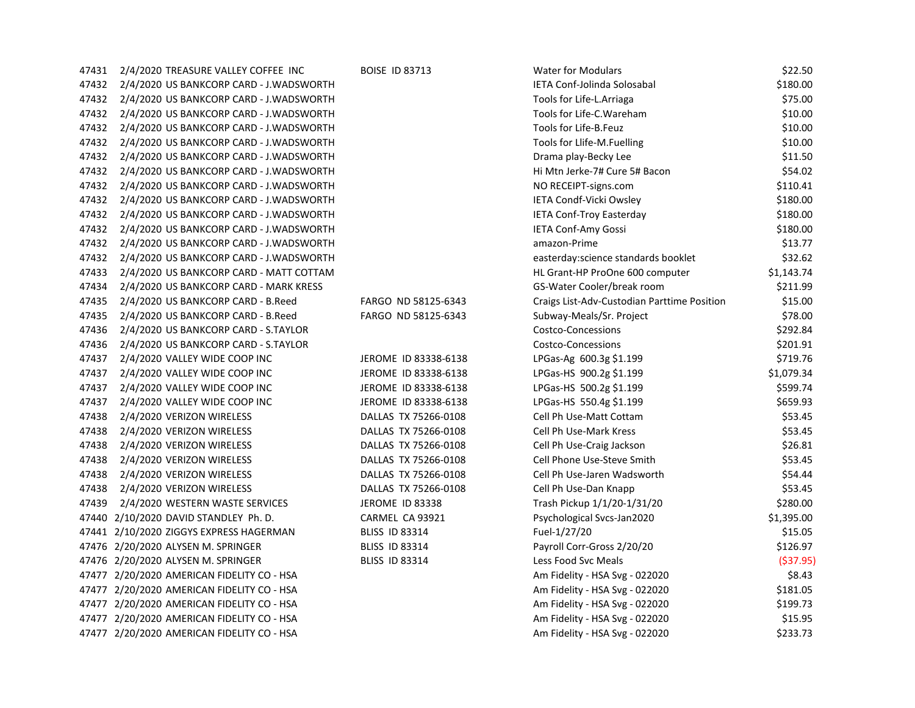| | | | | | |
|---|---|---|---|---|---|
| 47431 | 2/4/2020 | TREASURE VALLEY COFFEE INC | BOISE ID 83713 | Water for Modulars | $22.50 |
| 47432 | 2/4/2020 | US BANKCORP CARD - J.WADSWORTH | | IETA Conf-Jolinda Solosabal | $180.00 |
| 47432 | 2/4/2020 | US BANKCORP CARD - J.WADSWORTH | | Tools for Life-L.Arriaga | $75.00 |
| 47432 | 2/4/2020 | US BANKCORP CARD - J.WADSWORTH | | Tools for Life-C.Wareham | $10.00 |
| 47432 | 2/4/2020 | US BANKCORP CARD - J.WADSWORTH | | Tools for Life-B.Feuz | $10.00 |
| 47432 | 2/4/2020 | US BANKCORP CARD - J.WADSWORTH | | Tools for Llife-M.Fuelling | $10.00 |
| 47432 | 2/4/2020 | US BANKCORP CARD - J.WADSWORTH | | Drama play-Becky Lee | $11.50 |
| 47432 | 2/4/2020 | US BANKCORP CARD - J.WADSWORTH | | Hi Mtn Jerke-7# Cure 5# Bacon | $54.02 |
| 47432 | 2/4/2020 | US BANKCORP CARD - J.WADSWORTH | | NO RECEIPT-signs.com | $110.41 |
| 47432 | 2/4/2020 | US BANKCORP CARD - J.WADSWORTH | | IETA Condf-Vicki Owsley | $180.00 |
| 47432 | 2/4/2020 | US BANKCORP CARD - J.WADSWORTH | | IETA Conf-Troy Easterday | $180.00 |
| 47432 | 2/4/2020 | US BANKCORP CARD - J.WADSWORTH | | IETA Conf-Amy Gossi | $180.00 |
| 47432 | 2/4/2020 | US BANKCORP CARD - J.WADSWORTH | | amazon-Prime | $13.77 |
| 47432 | 2/4/2020 | US BANKCORP CARD - J.WADSWORTH | | easterday:science standards booklet | $32.62 |
| 47433 | 2/4/2020 | US BANKCORP CARD - MATT COTTAM | | HL Grant-HP ProOne 600 computer | $1,143.74 |
| 47434 | 2/4/2020 | US BANKCORP CARD - MARK KRESS | | GS-Water Cooler/break room | $211.99 |
| 47435 | 2/4/2020 | US BANKCORP CARD - B.Reed | FARGO ND 58125-6343 | Craigs List-Adv-Custodian Parttime Position | $15.00 |
| 47435 | 2/4/2020 | US BANKCORP CARD - B.Reed | FARGO ND 58125-6343 | Subway-Meals/Sr. Project | $78.00 |
| 47436 | 2/4/2020 | US BANKCORP CARD - S.TAYLOR | | Costco-Concessions | $292.84 |
| 47436 | 2/4/2020 | US BANKCORP CARD - S.TAYLOR | | Costco-Concessions | $201.91 |
| 47437 | 2/4/2020 | VALLEY WIDE COOP INC | JEROME ID 83338-6138 | LPGas-Ag 600.3g $1.199 | $719.76 |
| 47437 | 2/4/2020 | VALLEY WIDE COOP INC | JEROME ID 83338-6138 | LPGas-HS 900.2g $1.199 | $1,079.34 |
| 47437 | 2/4/2020 | VALLEY WIDE COOP INC | JEROME ID 83338-6138 | LPGas-HS 500.2g $1.199 | $599.74 |
| 47437 | 2/4/2020 | VALLEY WIDE COOP INC | JEROME ID 83338-6138 | LPGas-HS 550.4g $1.199 | $659.93 |
| 47438 | 2/4/2020 | VERIZON WIRELESS | DALLAS TX 75266-0108 | Cell Ph Use-Matt Cottam | $53.45 |
| 47438 | 2/4/2020 | VERIZON WIRELESS | DALLAS TX 75266-0108 | Cell Ph Use-Mark Kress | $53.45 |
| 47438 | 2/4/2020 | VERIZON WIRELESS | DALLAS TX 75266-0108 | Cell Ph Use-Craig Jackson | $26.81 |
| 47438 | 2/4/2020 | VERIZON WIRELESS | DALLAS TX 75266-0108 | Cell Phone Use-Steve Smith | $53.45 |
| 47438 | 2/4/2020 | VERIZON WIRELESS | DALLAS TX 75266-0108 | Cell Ph Use-Jaren Wadsworth | $54.44 |
| 47438 | 2/4/2020 | VERIZON WIRELESS | DALLAS TX 75266-0108 | Cell Ph Use-Dan Knapp | $53.45 |
| 47439 | 2/4/2020 | WESTERN WASTE SERVICES | JEROME ID 83338 | Trash Pickup 1/1/20-1/31/20 | $280.00 |
| 47440 | 2/10/2020 | DAVID STANDLEY Ph. D. | CARMEL CA 93921 | Psychological Svcs-Jan2020 | $1,395.00 |
| 47441 | 2/10/2020 | ZIGGYS EXPRESS HAGERMAN | BLISS ID 83314 | Fuel-1/27/20 | $15.05 |
| 47476 | 2/20/2020 | ALYSEN M. SPRINGER | BLISS ID 83314 | Payroll Corr-Gross 2/20/20 | $126.97 |
| 47476 | 2/20/2020 | ALYSEN M. SPRINGER | BLISS ID 83314 | Less Food Svc Meals | ($37.95) |
| 47477 | 2/20/2020 | AMERICAN FIDELITY CO - HSA | | Am Fidelity - HSA Svg - 022020 | $8.43 |
| 47477 | 2/20/2020 | AMERICAN FIDELITY CO - HSA | | Am Fidelity - HSA Svg - 022020 | $181.05 |
| 47477 | 2/20/2020 | AMERICAN FIDELITY CO - HSA | | Am Fidelity - HSA Svg - 022020 | $199.73 |
| 47477 | 2/20/2020 | AMERICAN FIDELITY CO - HSA | | Am Fidelity - HSA Svg - 022020 | $15.95 |
| 47477 | 2/20/2020 | AMERICAN FIDELITY CO - HSA | | Am Fidelity - HSA Svg - 022020 | $233.73 |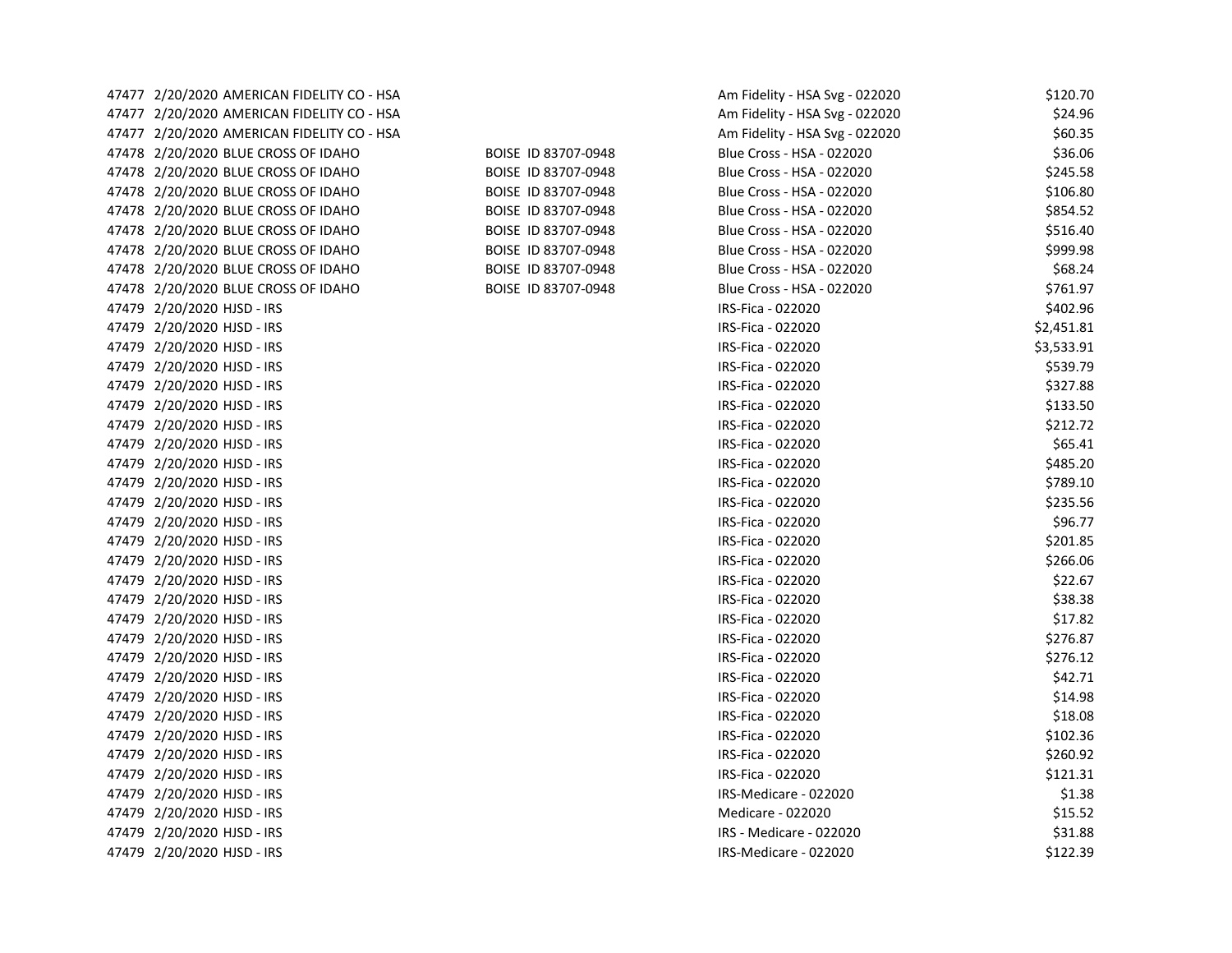| | | | | | |
|---|---|---|---|---|---|
| 47477 | 2/20/2020 | AMERICAN FIDELITY CO - HSA | | Am Fidelity - HSA Svg - 022020 | $120.70 |
| 47477 | 2/20/2020 | AMERICAN FIDELITY CO - HSA | | Am Fidelity - HSA Svg - 022020 | $24.96 |
| 47477 | 2/20/2020 | AMERICAN FIDELITY CO - HSA | | Am Fidelity - HSA Svg - 022020 | $60.35 |
| 47478 | 2/20/2020 | BLUE CROSS OF IDAHO | BOISE ID 83707-0948 | Blue Cross - HSA - 022020 | $36.06 |
| 47478 | 2/20/2020 | BLUE CROSS OF IDAHO | BOISE ID 83707-0948 | Blue Cross - HSA - 022020 | $245.58 |
| 47478 | 2/20/2020 | BLUE CROSS OF IDAHO | BOISE ID 83707-0948 | Blue Cross - HSA - 022020 | $106.80 |
| 47478 | 2/20/2020 | BLUE CROSS OF IDAHO | BOISE ID 83707-0948 | Blue Cross - HSA - 022020 | $854.52 |
| 47478 | 2/20/2020 | BLUE CROSS OF IDAHO | BOISE ID 83707-0948 | Blue Cross - HSA - 022020 | $516.40 |
| 47478 | 2/20/2020 | BLUE CROSS OF IDAHO | BOISE ID 83707-0948 | Blue Cross - HSA - 022020 | $999.98 |
| 47478 | 2/20/2020 | BLUE CROSS OF IDAHO | BOISE ID 83707-0948 | Blue Cross - HSA - 022020 | $68.24 |
| 47478 | 2/20/2020 | BLUE CROSS OF IDAHO | BOISE ID 83707-0948 | Blue Cross - HSA - 022020 | $761.97 |
| 47479 | 2/20/2020 | HJSD - IRS | | IRS-Fica - 022020 | $402.96 |
| 47479 | 2/20/2020 | HJSD - IRS | | IRS-Fica - 022020 | $2,451.81 |
| 47479 | 2/20/2020 | HJSD - IRS | | IRS-Fica - 022020 | $3,533.91 |
| 47479 | 2/20/2020 | HJSD - IRS | | IRS-Fica - 022020 | $539.79 |
| 47479 | 2/20/2020 | HJSD - IRS | | IRS-Fica - 022020 | $327.88 |
| 47479 | 2/20/2020 | HJSD - IRS | | IRS-Fica - 022020 | $133.50 |
| 47479 | 2/20/2020 | HJSD - IRS | | IRS-Fica - 022020 | $212.72 |
| 47479 | 2/20/2020 | HJSD - IRS | | IRS-Fica - 022020 | $65.41 |
| 47479 | 2/20/2020 | HJSD - IRS | | IRS-Fica - 022020 | $485.20 |
| 47479 | 2/20/2020 | HJSD - IRS | | IRS-Fica - 022020 | $789.10 |
| 47479 | 2/20/2020 | HJSD - IRS | | IRS-Fica - 022020 | $235.56 |
| 47479 | 2/20/2020 | HJSD - IRS | | IRS-Fica - 022020 | $96.77 |
| 47479 | 2/20/2020 | HJSD - IRS | | IRS-Fica - 022020 | $201.85 |
| 47479 | 2/20/2020 | HJSD - IRS | | IRS-Fica - 022020 | $266.06 |
| 47479 | 2/20/2020 | HJSD - IRS | | IRS-Fica - 022020 | $22.67 |
| 47479 | 2/20/2020 | HJSD - IRS | | IRS-Fica - 022020 | $38.38 |
| 47479 | 2/20/2020 | HJSD - IRS | | IRS-Fica - 022020 | $17.82 |
| 47479 | 2/20/2020 | HJSD - IRS | | IRS-Fica - 022020 | $276.87 |
| 47479 | 2/20/2020 | HJSD - IRS | | IRS-Fica - 022020 | $276.12 |
| 47479 | 2/20/2020 | HJSD - IRS | | IRS-Fica - 022020 | $42.71 |
| 47479 | 2/20/2020 | HJSD - IRS | | IRS-Fica - 022020 | $14.98 |
| 47479 | 2/20/2020 | HJSD - IRS | | IRS-Fica - 022020 | $18.08 |
| 47479 | 2/20/2020 | HJSD - IRS | | IRS-Fica - 022020 | $102.36 |
| 47479 | 2/20/2020 | HJSD - IRS | | IRS-Fica - 022020 | $260.92 |
| 47479 | 2/20/2020 | HJSD - IRS | | IRS-Fica - 022020 | $121.31 |
| 47479 | 2/20/2020 | HJSD - IRS | | IRS-Medicare - 022020 | $1.38 |
| 47479 | 2/20/2020 | HJSD - IRS | | Medicare - 022020 | $15.52 |
| 47479 | 2/20/2020 | HJSD - IRS | | IRS - Medicare - 022020 | $31.88 |
| 47479 | 2/20/2020 | HJSD - IRS | | IRS-Medicare - 022020 | $122.39 |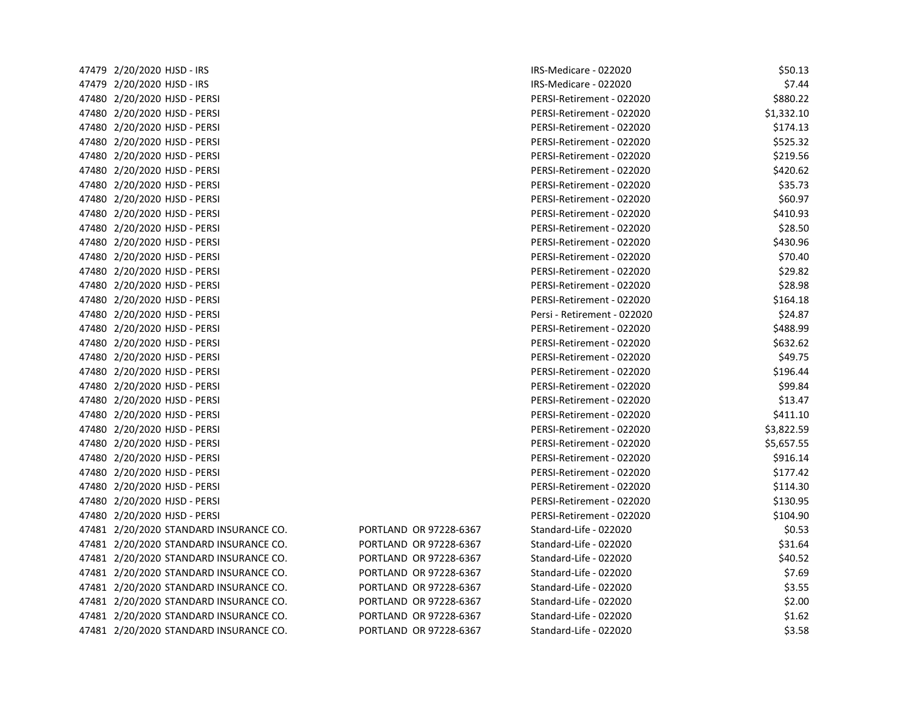| | | | | | |
|---|---|---|---|---|---|
| 47479 | 2/20/2020 | HJSD - IRS | | IRS-Medicare - 022020 | $50.13 |
| 47479 | 2/20/2020 | HJSD - IRS | | IRS-Medicare - 022020 | $7.44 |
| 47480 | 2/20/2020 | HJSD - PERSI | | PERSI-Retirement - 022020 | $880.22 |
| 47480 | 2/20/2020 | HJSD - PERSI | | PERSI-Retirement - 022020 | $1,332.10 |
| 47480 | 2/20/2020 | HJSD - PERSI | | PERSI-Retirement - 022020 | $174.13 |
| 47480 | 2/20/2020 | HJSD - PERSI | | PERSI-Retirement - 022020 | $525.32 |
| 47480 | 2/20/2020 | HJSD - PERSI | | PERSI-Retirement - 022020 | $219.56 |
| 47480 | 2/20/2020 | HJSD - PERSI | | PERSI-Retirement - 022020 | $420.62 |
| 47480 | 2/20/2020 | HJSD - PERSI | | PERSI-Retirement - 022020 | $35.73 |
| 47480 | 2/20/2020 | HJSD - PERSI | | PERSI-Retirement - 022020 | $60.97 |
| 47480 | 2/20/2020 | HJSD - PERSI | | PERSI-Retirement - 022020 | $410.93 |
| 47480 | 2/20/2020 | HJSD - PERSI | | PERSI-Retirement - 022020 | $28.50 |
| 47480 | 2/20/2020 | HJSD - PERSI | | PERSI-Retirement - 022020 | $430.96 |
| 47480 | 2/20/2020 | HJSD - PERSI | | PERSI-Retirement - 022020 | $70.40 |
| 47480 | 2/20/2020 | HJSD - PERSI | | PERSI-Retirement - 022020 | $29.82 |
| 47480 | 2/20/2020 | HJSD - PERSI | | PERSI-Retirement - 022020 | $28.98 |
| 47480 | 2/20/2020 | HJSD - PERSI | | PERSI-Retirement - 022020 | $164.18 |
| 47480 | 2/20/2020 | HJSD - PERSI | | Persi - Retirement - 022020 | $24.87 |
| 47480 | 2/20/2020 | HJSD - PERSI | | PERSI-Retirement - 022020 | $488.99 |
| 47480 | 2/20/2020 | HJSD - PERSI | | PERSI-Retirement - 022020 | $632.62 |
| 47480 | 2/20/2020 | HJSD - PERSI | | PERSI-Retirement - 022020 | $49.75 |
| 47480 | 2/20/2020 | HJSD - PERSI | | PERSI-Retirement - 022020 | $196.44 |
| 47480 | 2/20/2020 | HJSD - PERSI | | PERSI-Retirement - 022020 | $99.84 |
| 47480 | 2/20/2020 | HJSD - PERSI | | PERSI-Retirement - 022020 | $13.47 |
| 47480 | 2/20/2020 | HJSD - PERSI | | PERSI-Retirement - 022020 | $411.10 |
| 47480 | 2/20/2020 | HJSD - PERSI | | PERSI-Retirement - 022020 | $3,822.59 |
| 47480 | 2/20/2020 | HJSD - PERSI | | PERSI-Retirement - 022020 | $5,657.55 |
| 47480 | 2/20/2020 | HJSD - PERSI | | PERSI-Retirement - 022020 | $916.14 |
| 47480 | 2/20/2020 | HJSD - PERSI | | PERSI-Retirement - 022020 | $177.42 |
| 47480 | 2/20/2020 | HJSD - PERSI | | PERSI-Retirement - 022020 | $114.30 |
| 47480 | 2/20/2020 | HJSD - PERSI | | PERSI-Retirement - 022020 | $130.95 |
| 47480 | 2/20/2020 | HJSD - PERSI | | PERSI-Retirement - 022020 | $104.90 |
| 47481 | 2/20/2020 | STANDARD INSURANCE CO. | PORTLAND OR 97228-6367 | Standard-Life - 022020 | $0.53 |
| 47481 | 2/20/2020 | STANDARD INSURANCE CO. | PORTLAND OR 97228-6367 | Standard-Life - 022020 | $31.64 |
| 47481 | 2/20/2020 | STANDARD INSURANCE CO. | PORTLAND OR 97228-6367 | Standard-Life - 022020 | $40.52 |
| 47481 | 2/20/2020 | STANDARD INSURANCE CO. | PORTLAND OR 97228-6367 | Standard-Life - 022020 | $7.69 |
| 47481 | 2/20/2020 | STANDARD INSURANCE CO. | PORTLAND OR 97228-6367 | Standard-Life - 022020 | $3.55 |
| 47481 | 2/20/2020 | STANDARD INSURANCE CO. | PORTLAND OR 97228-6367 | Standard-Life - 022020 | $2.00 |
| 47481 | 2/20/2020 | STANDARD INSURANCE CO. | PORTLAND OR 97228-6367 | Standard-Life - 022020 | $1.62 |
| 47481 | 2/20/2020 | STANDARD INSURANCE CO. | PORTLAND OR 97228-6367 | Standard-Life - 022020 | $3.58 |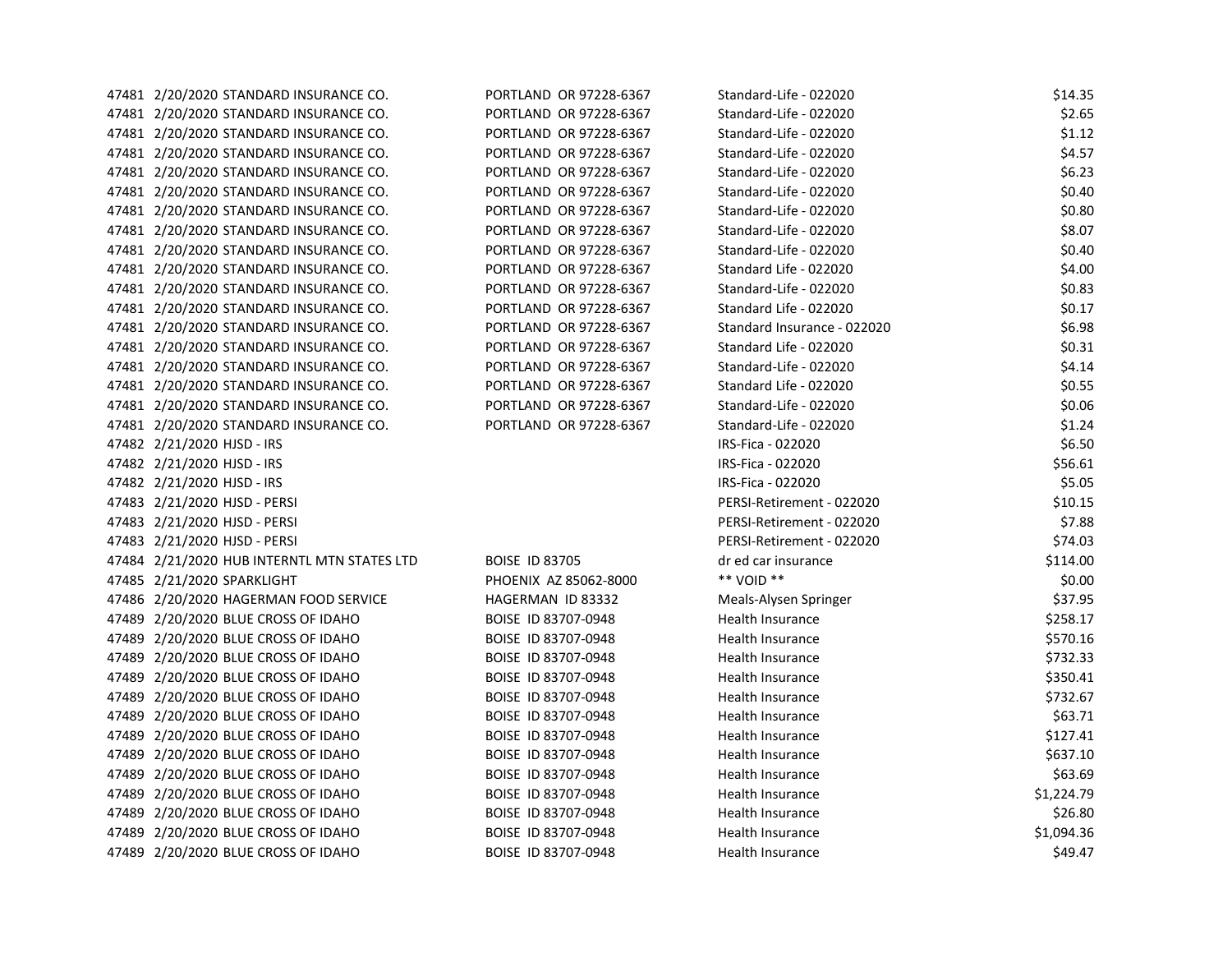| | | | | | |
|---|---|---|---|---|---|
| 47481 | 2/20/2020 | STANDARD INSURANCE CO. | PORTLAND OR 97228-6367 | Standard-Life - 022020 | $14.35 |
| 47481 | 2/20/2020 | STANDARD INSURANCE CO. | PORTLAND OR 97228-6367 | Standard-Life - 022020 | $2.65 |
| 47481 | 2/20/2020 | STANDARD INSURANCE CO. | PORTLAND OR 97228-6367 | Standard-Life - 022020 | $1.12 |
| 47481 | 2/20/2020 | STANDARD INSURANCE CO. | PORTLAND OR 97228-6367 | Standard-Life - 022020 | $4.57 |
| 47481 | 2/20/2020 | STANDARD INSURANCE CO. | PORTLAND OR 97228-6367 | Standard-Life - 022020 | $6.23 |
| 47481 | 2/20/2020 | STANDARD INSURANCE CO. | PORTLAND OR 97228-6367 | Standard-Life - 022020 | $0.40 |
| 47481 | 2/20/2020 | STANDARD INSURANCE CO. | PORTLAND OR 97228-6367 | Standard-Life - 022020 | $0.80 |
| 47481 | 2/20/2020 | STANDARD INSURANCE CO. | PORTLAND OR 97228-6367 | Standard-Life - 022020 | $8.07 |
| 47481 | 2/20/2020 | STANDARD INSURANCE CO. | PORTLAND OR 97228-6367 | Standard-Life - 022020 | $0.40 |
| 47481 | 2/20/2020 | STANDARD INSURANCE CO. | PORTLAND OR 97228-6367 | Standard Life - 022020 | $4.00 |
| 47481 | 2/20/2020 | STANDARD INSURANCE CO. | PORTLAND OR 97228-6367 | Standard-Life - 022020 | $0.83 |
| 47481 | 2/20/2020 | STANDARD INSURANCE CO. | PORTLAND OR 97228-6367 | Standard Life - 022020 | $0.17 |
| 47481 | 2/20/2020 | STANDARD INSURANCE CO. | PORTLAND OR 97228-6367 | Standard Insurance - 022020 | $6.98 |
| 47481 | 2/20/2020 | STANDARD INSURANCE CO. | PORTLAND OR 97228-6367 | Standard Life - 022020 | $0.31 |
| 47481 | 2/20/2020 | STANDARD INSURANCE CO. | PORTLAND OR 97228-6367 | Standard-Life - 022020 | $4.14 |
| 47481 | 2/20/2020 | STANDARD INSURANCE CO. | PORTLAND OR 97228-6367 | Standard Life - 022020 | $0.55 |
| 47481 | 2/20/2020 | STANDARD INSURANCE CO. | PORTLAND OR 97228-6367 | Standard-Life - 022020 | $0.06 |
| 47481 | 2/20/2020 | STANDARD INSURANCE CO. | PORTLAND OR 97228-6367 | Standard-Life - 022020 | $1.24 |
| 47482 | 2/21/2020 | HJSD - IRS | | IRS-Fica - 022020 | $6.50 |
| 47482 | 2/21/2020 | HJSD - IRS | | IRS-Fica - 022020 | $56.61 |
| 47482 | 2/21/2020 | HJSD - IRS | | IRS-Fica - 022020 | $5.05 |
| 47483 | 2/21/2020 | HJSD - PERSI | | PERSI-Retirement - 022020 | $10.15 |
| 47483 | 2/21/2020 | HJSD - PERSI | | PERSI-Retirement - 022020 | $7.88 |
| 47483 | 2/21/2020 | HJSD - PERSI | | PERSI-Retirement - 022020 | $74.03 |
| 47484 | 2/21/2020 | HUB INTERNTL MTN STATES LTD | BOISE ID 83705 | dr ed car insurance | $114.00 |
| 47485 | 2/21/2020 | SPARKLIGHT | PHOENIX AZ 85062-8000 | ** VOID ** | $0.00 |
| 47486 | 2/20/2020 | HAGERMAN FOOD SERVICE | HAGERMAN ID 83332 | Meals-Alysen Springer | $37.95 |
| 47489 | 2/20/2020 | BLUE CROSS OF IDAHO | BOISE ID 83707-0948 | Health Insurance | $258.17 |
| 47489 | 2/20/2020 | BLUE CROSS OF IDAHO | BOISE ID 83707-0948 | Health Insurance | $570.16 |
| 47489 | 2/20/2020 | BLUE CROSS OF IDAHO | BOISE ID 83707-0948 | Health Insurance | $732.33 |
| 47489 | 2/20/2020 | BLUE CROSS OF IDAHO | BOISE ID 83707-0948 | Health Insurance | $350.41 |
| 47489 | 2/20/2020 | BLUE CROSS OF IDAHO | BOISE ID 83707-0948 | Health Insurance | $732.67 |
| 47489 | 2/20/2020 | BLUE CROSS OF IDAHO | BOISE ID 83707-0948 | Health Insurance | $63.71 |
| 47489 | 2/20/2020 | BLUE CROSS OF IDAHO | BOISE ID 83707-0948 | Health Insurance | $127.41 |
| 47489 | 2/20/2020 | BLUE CROSS OF IDAHO | BOISE ID 83707-0948 | Health Insurance | $637.10 |
| 47489 | 2/20/2020 | BLUE CROSS OF IDAHO | BOISE ID 83707-0948 | Health Insurance | $63.69 |
| 47489 | 2/20/2020 | BLUE CROSS OF IDAHO | BOISE ID 83707-0948 | Health Insurance | $1,224.79 |
| 47489 | 2/20/2020 | BLUE CROSS OF IDAHO | BOISE ID 83707-0948 | Health Insurance | $26.80 |
| 47489 | 2/20/2020 | BLUE CROSS OF IDAHO | BOISE ID 83707-0948 | Health Insurance | $1,094.36 |
| 47489 | 2/20/2020 | BLUE CROSS OF IDAHO | BOISE ID 83707-0948 | Health Insurance | $49.47 |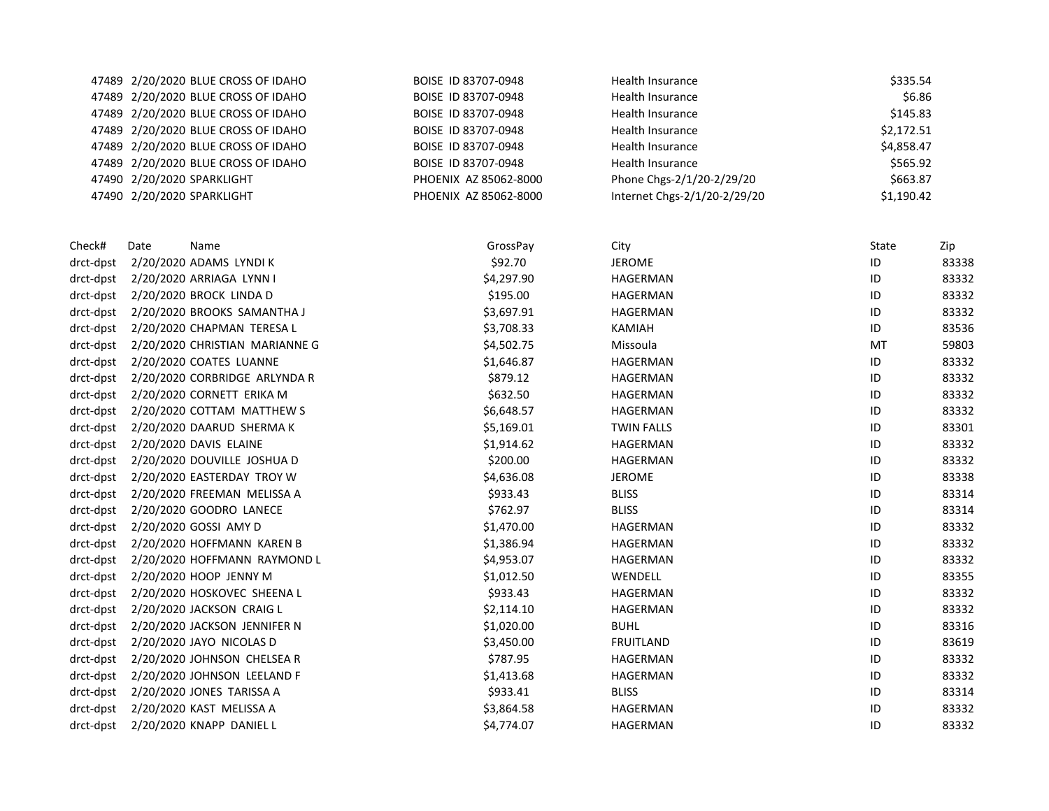| | | | | | |
|---|---|---|---|---|---|
| 47489 | 2/20/2020 | BLUE CROSS OF IDAHO | BOISE ID 83707-0948 | Health Insurance | $335.54 |
| 47489 | 2/20/2020 | BLUE CROSS OF IDAHO | BOISE ID 83707-0948 | Health Insurance | $6.86 |
| 47489 | 2/20/2020 | BLUE CROSS OF IDAHO | BOISE ID 83707-0948 | Health Insurance | $145.83 |
| 47489 | 2/20/2020 | BLUE CROSS OF IDAHO | BOISE ID 83707-0948 | Health Insurance | $2,172.51 |
| 47489 | 2/20/2020 | BLUE CROSS OF IDAHO | BOISE ID 83707-0948 | Health Insurance | $4,858.47 |
| 47489 | 2/20/2020 | BLUE CROSS OF IDAHO | BOISE ID 83707-0948 | Health Insurance | $565.92 |
| 47490 | 2/20/2020 | SPARKLIGHT | PHOENIX AZ 85062-8000 | Phone Chgs-2/1/20-2/29/20 | $663.87 |
| 47490 | 2/20/2020 | SPARKLIGHT | PHOENIX AZ 85062-8000 | Internet Chgs-2/1/20-2/29/20 | $1,190.42 |

| Check# | Date | Name | GrossPay | City | State | Zip |
|---|---|---|---|---|---|---|
| drct-dpst | 2/20/2020 | ADAMS LYNDI K | $92.70 | JEROME | ID | 83338 |
| drct-dpst | 2/20/2020 | ARRIAGA LYNN I | $4,297.90 | HAGERMAN | ID | 83332 |
| drct-dpst | 2/20/2020 | BROCK LINDA D | $195.00 | HAGERMAN | ID | 83332 |
| drct-dpst | 2/20/2020 | BROOKS SAMANTHA J | $3,697.91 | HAGERMAN | ID | 83332 |
| drct-dpst | 2/20/2020 | CHAPMAN TERESA L | $3,708.33 | KAMIAH | ID | 83536 |
| drct-dpst | 2/20/2020 | CHRISTIAN MARIANNE G | $4,502.75 | Missoula | MT | 59803 |
| drct-dpst | 2/20/2020 | COATES LUANNE | $1,646.87 | HAGERMAN | ID | 83332 |
| drct-dpst | 2/20/2020 | CORBRIDGE ARLYNDA R | $879.12 | HAGERMAN | ID | 83332 |
| drct-dpst | 2/20/2020 | CORNETT ERIKA M | $632.50 | HAGERMAN | ID | 83332 |
| drct-dpst | 2/20/2020 | COTTAM MATTHEW S | $6,648.57 | HAGERMAN | ID | 83332 |
| drct-dpst | 2/20/2020 | DAARUD SHERMA K | $5,169.01 | TWIN FALLS | ID | 83301 |
| drct-dpst | 2/20/2020 | DAVIS ELAINE | $1,914.62 | HAGERMAN | ID | 83332 |
| drct-dpst | 2/20/2020 | DOUVILLE JOSHUA D | $200.00 | HAGERMAN | ID | 83332 |
| drct-dpst | 2/20/2020 | EASTERDAY TROY W | $4,636.08 | JEROME | ID | 83338 |
| drct-dpst | 2/20/2020 | FREEMAN MELISSA A | $933.43 | BLISS | ID | 83314 |
| drct-dpst | 2/20/2020 | GOODRO LANECE | $762.97 | BLISS | ID | 83314 |
| drct-dpst | 2/20/2020 | GOSSI AMY D | $1,470.00 | HAGERMAN | ID | 83332 |
| drct-dpst | 2/20/2020 | HOFFMANN KAREN B | $1,386.94 | HAGERMAN | ID | 83332 |
| drct-dpst | 2/20/2020 | HOFFMANN RAYMOND L | $4,953.07 | HAGERMAN | ID | 83332 |
| drct-dpst | 2/20/2020 | HOOP JENNY M | $1,012.50 | WENDELL | ID | 83355 |
| drct-dpst | 2/20/2020 | HOSKOVEC SHEENA L | $933.43 | HAGERMAN | ID | 83332 |
| drct-dpst | 2/20/2020 | JACKSON CRAIG L | $2,114.10 | HAGERMAN | ID | 83332 |
| drct-dpst | 2/20/2020 | JACKSON JENNIFER N | $1,020.00 | BUHL | ID | 83316 |
| drct-dpst | 2/20/2020 | JAYO NICOLAS D | $3,450.00 | FRUITLAND | ID | 83619 |
| drct-dpst | 2/20/2020 | JOHNSON CHELSEA R | $787.95 | HAGERMAN | ID | 83332 |
| drct-dpst | 2/20/2020 | JOHNSON LEELAND F | $1,413.68 | HAGERMAN | ID | 83332 |
| drct-dpst | 2/20/2020 | JONES TARISSA A | $933.41 | BLISS | ID | 83314 |
| drct-dpst | 2/20/2020 | KAST MELISSA A | $3,864.58 | HAGERMAN | ID | 83332 |
| drct-dpst | 2/20/2020 | KNAPP DANIEL L | $4,774.07 | HAGERMAN | ID | 83332 |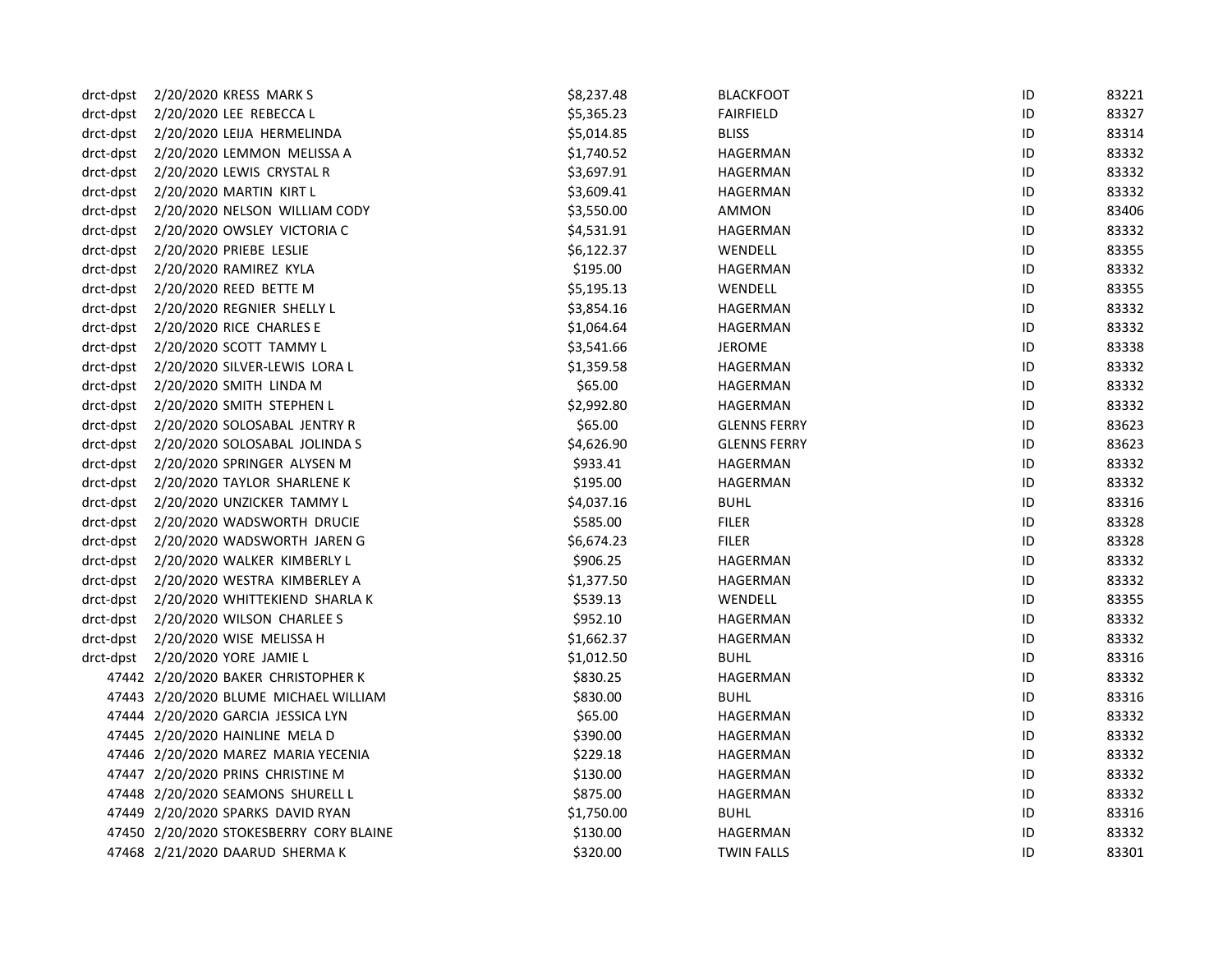| | | | | | | |
|---|---|---|---|---|---|---|
| drct-dpst | 2/20/2020 | KRESS MARK S | $8,237.48 | BLACKFOOT | ID | 83221 |
| drct-dpst | 2/20/2020 | LEE REBECCA L | $5,365.23 | FAIRFIELD | ID | 83327 |
| drct-dpst | 2/20/2020 | LEIJA HERMELINDA | $5,014.85 | BLISS | ID | 83314 |
| drct-dpst | 2/20/2020 | LEMMON MELISSA A | $1,740.52 | HAGERMAN | ID | 83332 |
| drct-dpst | 2/20/2020 | LEWIS CRYSTAL R | $3,697.91 | HAGERMAN | ID | 83332 |
| drct-dpst | 2/20/2020 | MARTIN KIRT L | $3,609.41 | HAGERMAN | ID | 83332 |
| drct-dpst | 2/20/2020 | NELSON WILLIAM CODY | $3,550.00 | AMMON | ID | 83406 |
| drct-dpst | 2/20/2020 | OWSLEY VICTORIA C | $4,531.91 | HAGERMAN | ID | 83332 |
| drct-dpst | 2/20/2020 | PRIEBE LESLIE | $6,122.37 | WENDELL | ID | 83355 |
| drct-dpst | 2/20/2020 | RAMIREZ KYLA | $195.00 | HAGERMAN | ID | 83332 |
| drct-dpst | 2/20/2020 | REED BETTE M | $5,195.13 | WENDELL | ID | 83355 |
| drct-dpst | 2/20/2020 | REGNIER SHELLY L | $3,854.16 | HAGERMAN | ID | 83332 |
| drct-dpst | 2/20/2020 | RICE CHARLES E | $1,064.64 | HAGERMAN | ID | 83332 |
| drct-dpst | 2/20/2020 | SCOTT TAMMY L | $3,541.66 | JEROME | ID | 83338 |
| drct-dpst | 2/20/2020 | SILVER-LEWIS LORA L | $1,359.58 | HAGERMAN | ID | 83332 |
| drct-dpst | 2/20/2020 | SMITH LINDA M | $65.00 | HAGERMAN | ID | 83332 |
| drct-dpst | 2/20/2020 | SMITH STEPHEN L | $2,992.80 | HAGERMAN | ID | 83332 |
| drct-dpst | 2/20/2020 | SOLOSABAL JENTRY R | $65.00 | GLENNS FERRY | ID | 83623 |
| drct-dpst | 2/20/2020 | SOLOSABAL JOLINDA S | $4,626.90 | GLENNS FERRY | ID | 83623 |
| drct-dpst | 2/20/2020 | SPRINGER ALYSEN M | $933.41 | HAGERMAN | ID | 83332 |
| drct-dpst | 2/20/2020 | TAYLOR SHARLENE K | $195.00 | HAGERMAN | ID | 83332 |
| drct-dpst | 2/20/2020 | UNZICKER TAMMY L | $4,037.16 | BUHL | ID | 83316 |
| drct-dpst | 2/20/2020 | WADSWORTH DRUCIE | $585.00 | FILER | ID | 83328 |
| drct-dpst | 2/20/2020 | WADSWORTH JAREN G | $6,674.23 | FILER | ID | 83328 |
| drct-dpst | 2/20/2020 | WALKER KIMBERLY L | $906.25 | HAGERMAN | ID | 83332 |
| drct-dpst | 2/20/2020 | WESTRA KIMBERLEY A | $1,377.50 | HAGERMAN | ID | 83332 |
| drct-dpst | 2/20/2020 | WHITTEKIEND SHARLA K | $539.13 | WENDELL | ID | 83355 |
| drct-dpst | 2/20/2020 | WILSON CHARLEE S | $952.10 | HAGERMAN | ID | 83332 |
| drct-dpst | 2/20/2020 | WISE MELISSA H | $1,662.37 | HAGERMAN | ID | 83332 |
| drct-dpst | 2/20/2020 | YORE JAMIE L | $1,012.50 | BUHL | ID | 83316 |
| 47442 | 2/20/2020 | BAKER CHRISTOPHER K | $830.25 | HAGERMAN | ID | 83332 |
| 47443 | 2/20/2020 | BLUME MICHAEL WILLIAM | $830.00 | BUHL | ID | 83316 |
| 47444 | 2/20/2020 | GARCIA JESSICA LYN | $65.00 | HAGERMAN | ID | 83332 |
| 47445 | 2/20/2020 | HAINLINE MELA D | $390.00 | HAGERMAN | ID | 83332 |
| 47446 | 2/20/2020 | MAREZ MARIA YECENIA | $229.18 | HAGERMAN | ID | 83332 |
| 47447 | 2/20/2020 | PRINS CHRISTINE M | $130.00 | HAGERMAN | ID | 83332 |
| 47448 | 2/20/2020 | SEAMONS SHURELL L | $875.00 | HAGERMAN | ID | 83332 |
| 47449 | 2/20/2020 | SPARKS DAVID RYAN | $1,750.00 | BUHL | ID | 83316 |
| 47450 | 2/20/2020 | STOKESBERRY CORY BLAINE | $130.00 | HAGERMAN | ID | 83332 |
| 47468 | 2/21/2020 | DAARUD SHERMA K | $320.00 | TWIN FALLS | ID | 83301 |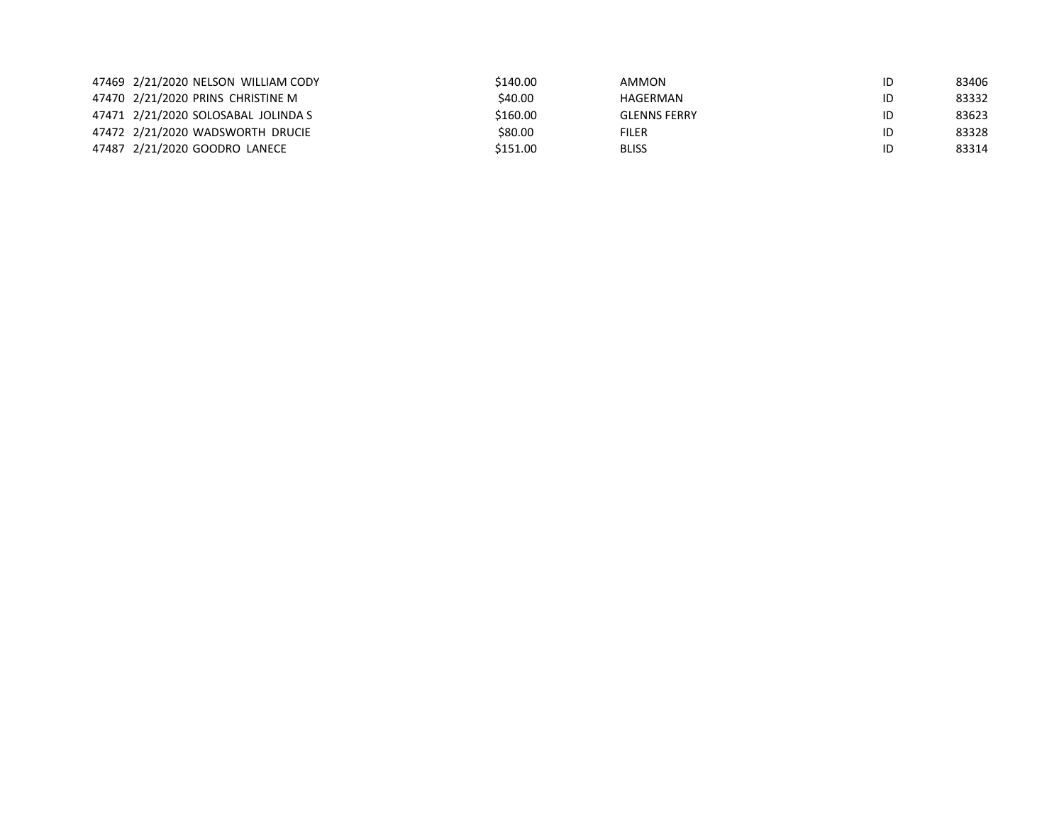| | | | | | | |
|---|---|---|---|---|---|---|
| 47469 | 2/21/2020 | NELSON WILLIAM CODY | $140.00 | AMMON | ID | 83406 |
| 47470 | 2/21/2020 | PRINS CHRISTINE M | $40.00 | HAGERMAN | ID | 83332 |
| 47471 | 2/21/2020 | SOLOSABAL JOLINDA S | $160.00 | GLENNS FERRY | ID | 83623 |
| 47472 | 2/21/2020 | WADSWORTH DRUCIE | $80.00 | FILER | ID | 83328 |
| 47487 | 2/21/2020 | GOODRO LANECE | $151.00 | BLISS | ID | 83314 |